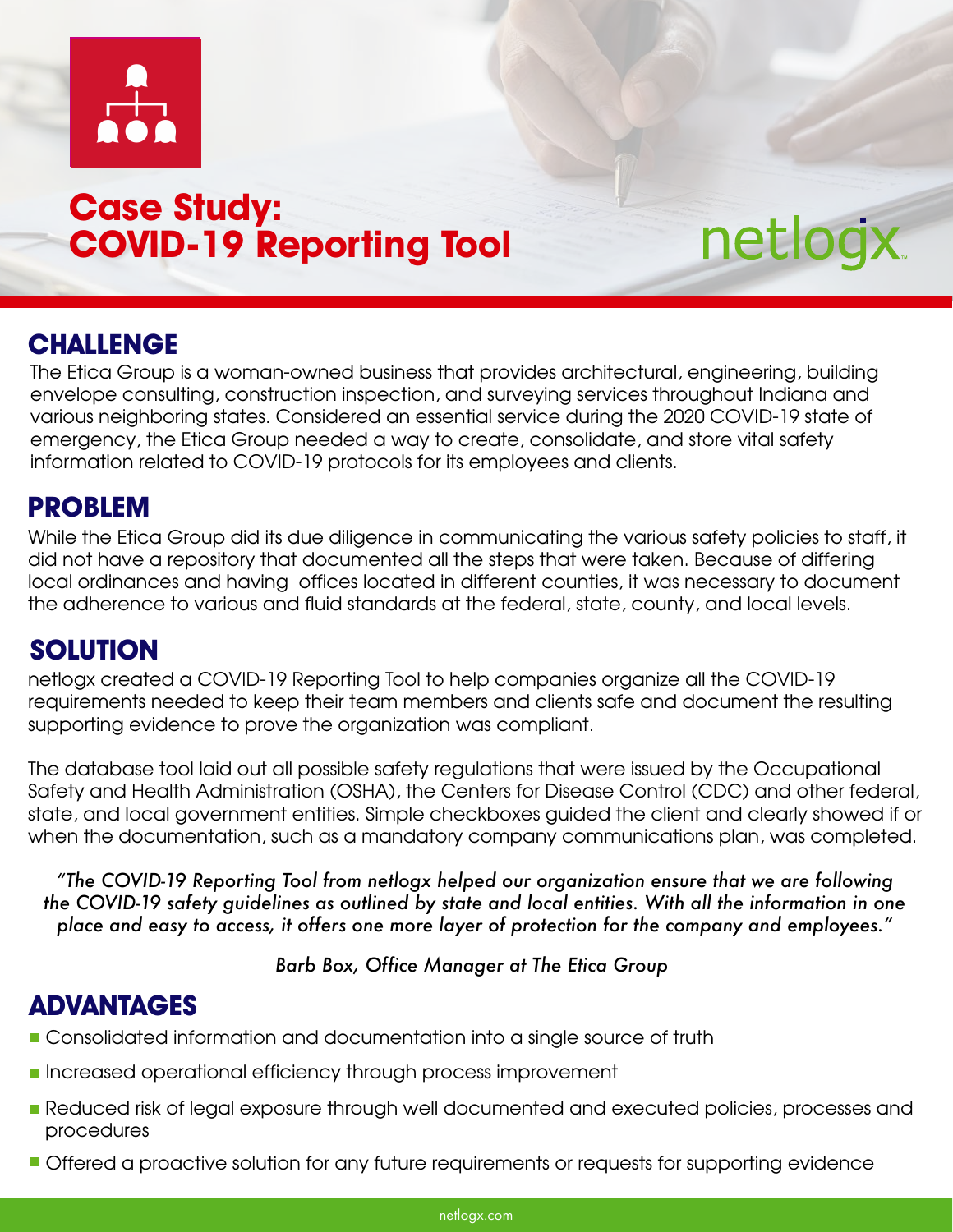# Case Study: COVID-19 Reporting Tool

netlogx

## CHALLENGE

The Etica Group is a woman-owned business that provides architectural, engineering, building envelope consulting, construction inspection, and surveying services throughout Indiana and various neighboring states. Considered an essential service during the 2020 COVID-19 state of emergency, the Etica Group needed a way to create, consolidate, and store vital safety information related to COVID-19 protocols for its employees and clients.

## PROBLEM

While the Etica Group did its due diligence in communicating the various safety policies to staff, it did not have a repository that documented all the steps that were taken. Because of differing local ordinances and having offices located in different counties, it was necessary to document the adherence to various and fluid standards at the federal, state, county, and local levels.

## SOLUTION

netlogx created a COVID-19 Reporting Tool to help companies organize all the COVID-19 requirements needed to keep their team members and clients safe and document the resulting supporting evidence to prove the organization was compliant.

The database tool laid out all possible safety regulations that were issued by the Occupational Safety and Health Administration (OSHA), the Centers for Disease Control (CDC) and other federal, state, and local government entities. Simple checkboxes guided the client and clearly showed if or when the documentation, such as a mandatory company communications plan, was completed.

*"The COVID-19 Reporting Tool from netlogx helped our organization ensure that we are following the COVID-19 safety guidelines as outlined by state and local entities. With all the information in one place and easy to access, it offers one more layer of protection for the company and employees."*

*Barb Box, Office Manager at The Etica Group*

## ADVANTAGES

- Consolidated information and documentation into a single source of truth
- Increased operational efficiency through process improvement
- Reduced risk of legal exposure through well documented and executed policies, processes and procedures
- Offered a proactive solution for any future requirements or requests for supporting evidence

netlogx.com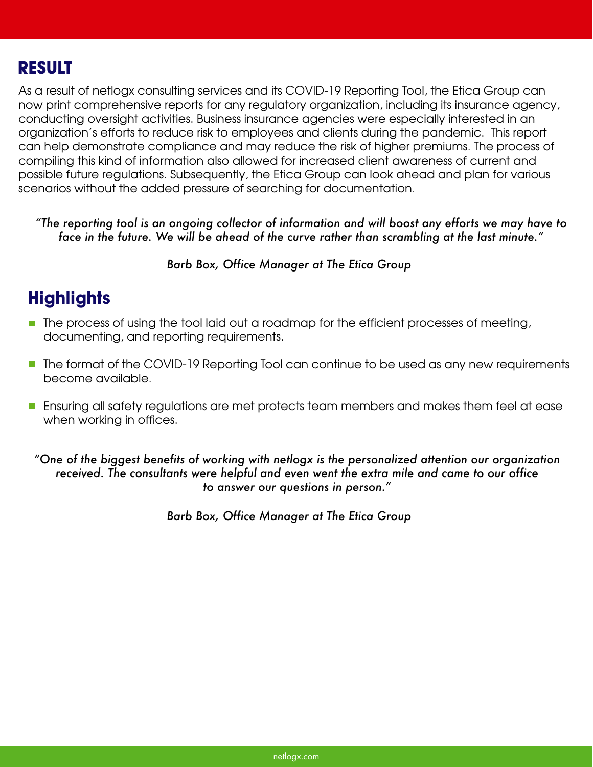## RESULT

As a result of netlogx consulting services and its COVID-19 Reporting Tool, the Etica Group can now print comprehensive reports for any regulatory organization, including its insurance agency, conducting oversight activities. Business insurance agencies were especially interested in an organization's efforts to reduce risk to employees and clients during the pandemic. This report can help demonstrate compliance and may reduce the risk of higher premiums. The process of compiling this kind of information also allowed for increased client awareness of current and possible future regulations. Subsequently, the Etica Group can look ahead and plan for various scenarios without the added pressure of searching for documentation.

*"The reporting tool is an ongoing collector of information and will boost any efforts we may have to face in the future. We will be ahead of the curve rather than scrambling at the last minute."*

*Barb Box, Office Manager at The Etica Group*

## Highlights

- The process of using the tool laid out a roadmap for the efficient processes of meeting, documenting, and reporting requirements.
- The format of the COVID-19 Reporting Tool can continue to be used as any new requirements become available.
- Ensuring all safety regulations are met protects team members and makes them feel at ease when working in offices.

*"One of the biggest benefits of working with netlogx is the personalized attention our organization received. The consultants were helpful and even went the extra mile and came to our office to answer our questions in person."*

*Barb Box, Office Manager at The Etica Group*